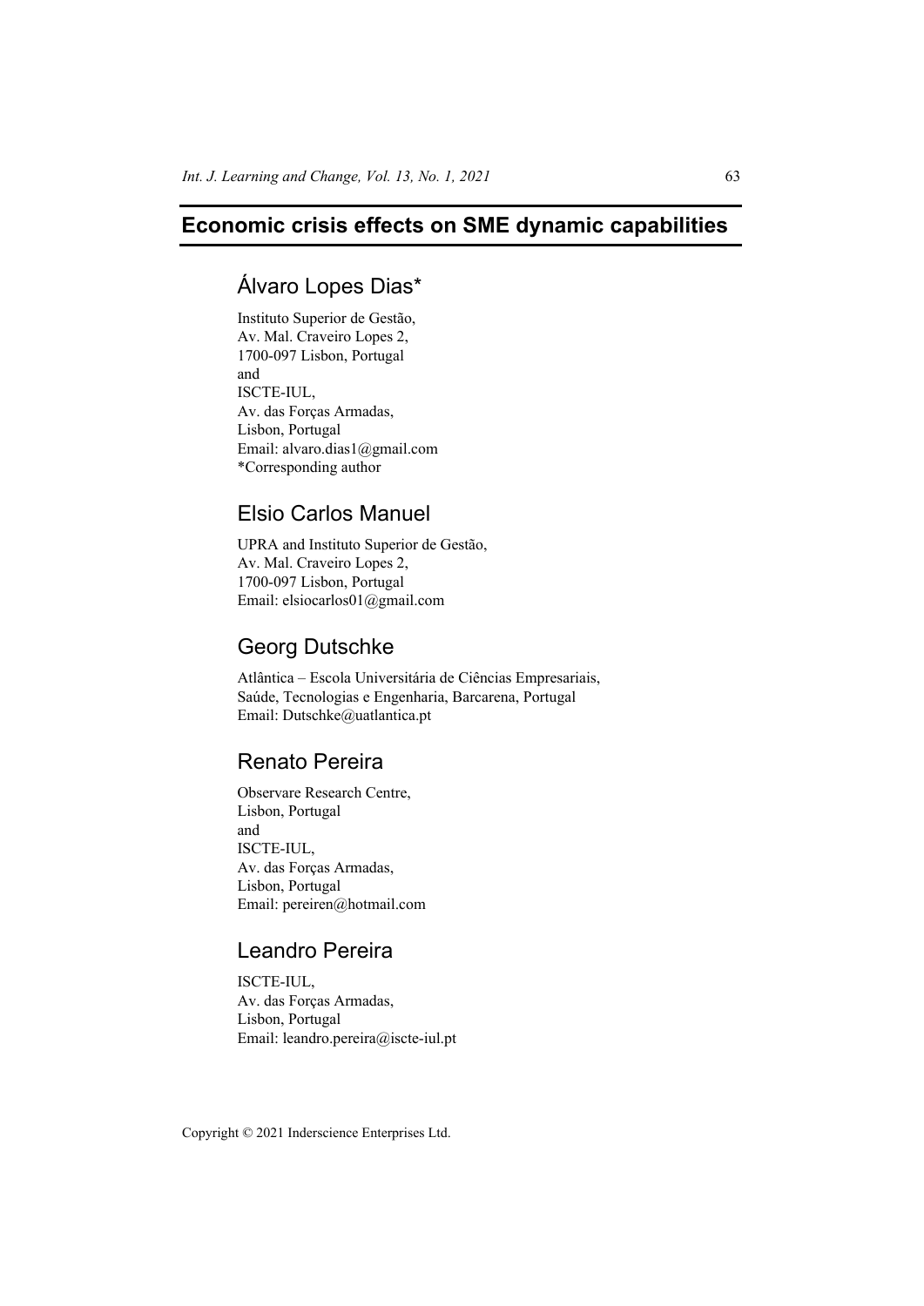# Economic crisis effects on SME dynamic capabilities

## Álvaro Lopes Dias*

Instituto Superior de Gestão,
Av. Mal. Craveiro Lopes 2,
1700-097 Lisbon, Portugal
and
ISCTE-IUL,
Av. das Forças Armadas,
Lisbon, Portugal
Email: alvaro.dias1@gmail.com
*Corresponding author

## Elsio Carlos Manuel

UPRA and Instituto Superior de Gestão,
Av. Mal. Craveiro Lopes 2,
1700-097 Lisbon, Portugal
Email: elsiocarlos01@gmail.com

## Georg Dutschke

Atlântica – Escola Universitária de Ciências Empresariais,
Saúde, Tecnologias e Engenharia, Barcarena, Portugal
Email: Dutschke@uatlantica.pt

## Renato Pereira

Observare Research Centre,
Lisbon, Portugal
and
ISCTE-IUL,
Av. das Forças Armadas,
Lisbon, Portugal
Email: pereiren@hotmail.com

## Leandro Pereira

ISCTE-IUL,
Av. das Forças Armadas,
Lisbon, Portugal
Email: leandro.pereira@iscte-iul.pt

Copyright © 2021 Inderscience Enterprises Ltd.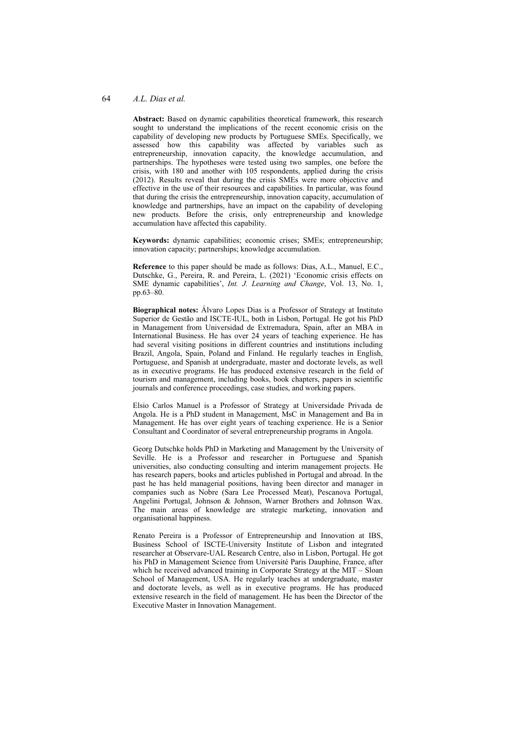**Abstract:** Based on dynamic capabilities theoretical framework, this research sought to understand the implications of the recent economic crisis on the capability of developing new products by Portuguese SMEs. Specifically, we assessed how this capability was affected by variables such as entrepreneurship, innovation capacity, the knowledge accumulation, and partnerships. The hypotheses were tested using two samples, one before the crisis, with 180 and another with 105 respondents, applied during the crisis (2012). Results reveal that during the crisis SMEs were more objective and effective in the use of their resources and capabilities. In particular, was found that during the crisis the entrepreneurship, innovation capacity, accumulation of knowledge and partnerships, have an impact on the capability of developing new products. Before the crisis, only entrepreneurship and knowledge accumulation have affected this capability.

**Keywords:** dynamic capabilities; economic crises; SMEs; entrepreneurship; innovation capacity; partnerships; knowledge accumulation.

**Reference** to this paper should be made as follows: Dias, A.L., Manuel, E.C., Dutschke, G., Pereira, R. and Pereira, L. (2021) 'Economic crisis effects on SME dynamic capabilities', *Int. J. Learning and Change*, Vol. 13, No. 1, pp.63–80.

**Biographical notes:** Álvaro Lopes Dias is a Professor of Strategy at Instituto Superior de Gestão and ISCTE-IUL, both in Lisbon, Portugal. He got his PhD in Management from Universidad de Extremadura, Spain, after an MBA in International Business. He has over 24 years of teaching experience. He has had several visiting positions in different countries and institutions including Brazil, Angola, Spain, Poland and Finland. He regularly teaches in English, Portuguese, and Spanish at undergraduate, master and doctorate levels, as well as in executive programs. He has produced extensive research in the field of tourism and management, including books, book chapters, papers in scientific journals and conference proceedings, case studies, and working papers.

Elsio Carlos Manuel is a Professor of Strategy at Universidade Privada de Angola. He is a PhD student in Management, MsC in Management and Ba in Management. He has over eight years of teaching experience. He is a Senior Consultant and Coordinator of several entrepreneurship programs in Angola.

Georg Dutschke holds PhD in Marketing and Management by the University of Seville. He is a Professor and researcher in Portuguese and Spanish universities, also conducting consulting and interim management projects. He has research papers, books and articles published in Portugal and abroad. In the past he has held managerial positions, having been director and manager in companies such as Nobre (Sara Lee Processed Meat), Pescanova Portugal, Angelini Portugal, Johnson & Johnson, Warner Brothers and Johnson Wax. The main areas of knowledge are strategic marketing, innovation and organisational happiness.

Renato Pereira is a Professor of Entrepreneurship and Innovation at IBS, Business School of ISCTE-University Institute of Lisbon and integrated researcher at Observare-UAL Research Centre, also in Lisbon, Portugal. He got his PhD in Management Science from Université Paris Dauphine, France, after which he received advanced training in Corporate Strategy at the MIT – Sloan School of Management, USA. He regularly teaches at undergraduate, master and doctorate levels, as well as in executive programs. He has produced extensive research in the field of management. He has been the Director of the Executive Master in Innovation Management.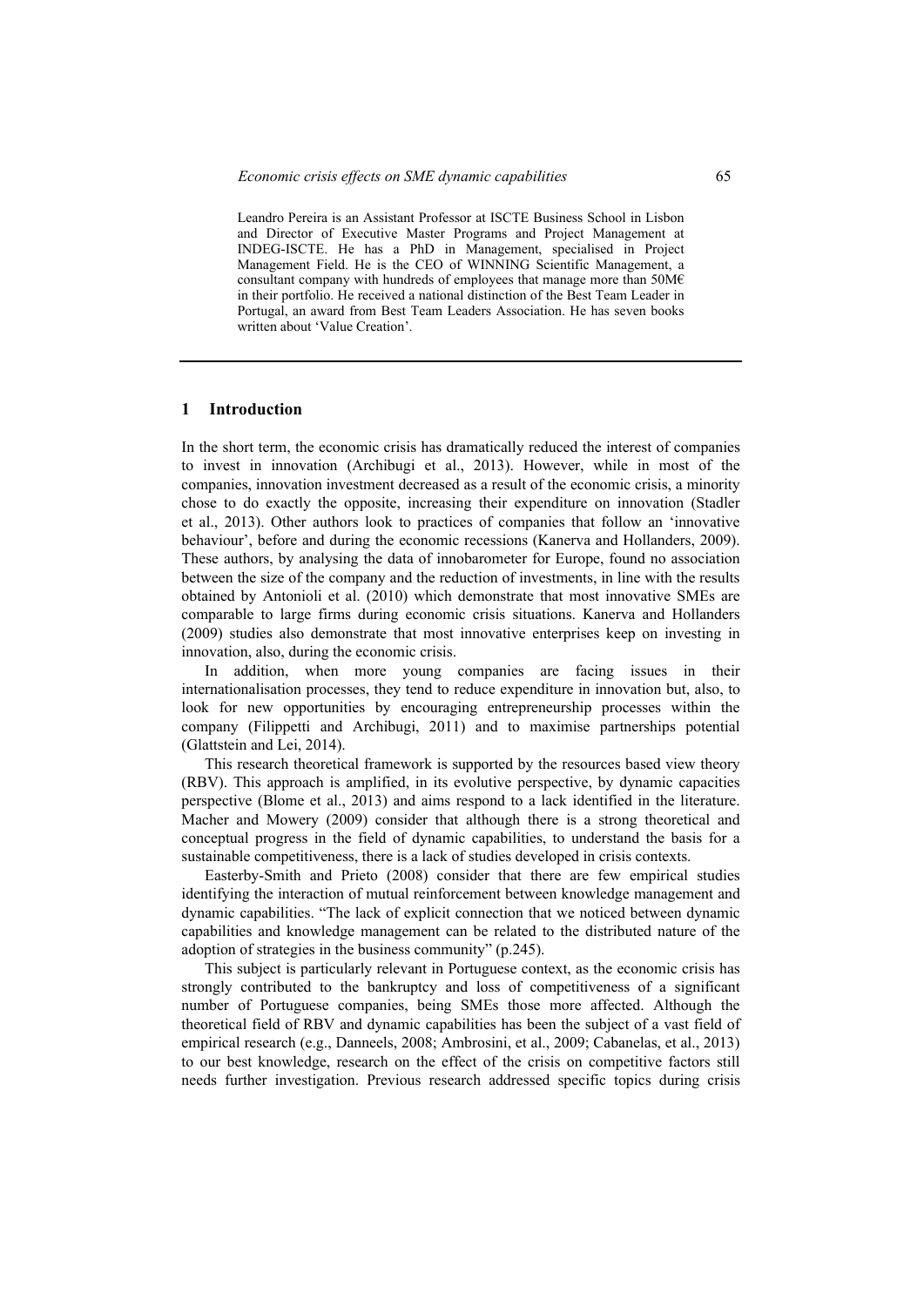Leandro Pereira is an Assistant Professor at ISCTE Business School in Lisbon and Director of Executive Master Programs and Project Management at INDEG-ISCTE. He has a PhD in Management, specialised in Project Management Field. He is the CEO of WINNING Scientific Management, a consultant company with hundreds of employees that manage more than 50M€ in their portfolio. He received a national distinction of the Best Team Leader in Portugal, an award from Best Team Leaders Association. He has seven books written about 'Value Creation'.

## 1 Introduction

In the short term, the economic crisis has dramatically reduced the interest of companies to invest in innovation (Archibugi et al., 2013). However, while in most of the companies, innovation investment decreased as a result of the economic crisis, a minority chose to do exactly the opposite, increasing their expenditure on innovation (Stadler et al., 2013). Other authors look to practices of companies that follow an 'innovative behaviour', before and during the economic recessions (Kanerva and Hollanders, 2009). These authors, by analysing the data of innobarometer for Europe, found no association between the size of the company and the reduction of investments, in line with the results obtained by Antonioli et al. (2010) which demonstrate that most innovative SMEs are comparable to large firms during economic crisis situations. Kanerva and Hollanders (2009) studies also demonstrate that most innovative enterprises keep on investing in innovation, also, during the economic crisis.

In addition, when more young companies are facing issues in their internationalisation processes, they tend to reduce expenditure in innovation but, also, to look for new opportunities by encouraging entrepreneurship processes within the company (Filippetti and Archibugi, 2011) and to maximise partnerships potential (Glattstein and Lei, 2014).

This research theoretical framework is supported by the resources based view theory (RBV). This approach is amplified, in its evolutive perspective, by dynamic capacities perspective (Blome et al., 2013) and aims respond to a lack identified in the literature. Macher and Mowery (2009) consider that although there is a strong theoretical and conceptual progress in the field of dynamic capabilities, to understand the basis for a sustainable competitiveness, there is a lack of studies developed in crisis contexts.

Easterby-Smith and Prieto (2008) consider that there are few empirical studies identifying the interaction of mutual reinforcement between knowledge management and dynamic capabilities. "The lack of explicit connection that we noticed between dynamic capabilities and knowledge management can be related to the distributed nature of the adoption of strategies in the business community" (p.245).

This subject is particularly relevant in Portuguese context, as the economic crisis has strongly contributed to the bankruptcy and loss of competitiveness of a significant number of Portuguese companies, being SMEs those more affected. Although the theoretical field of RBV and dynamic capabilities has been the subject of a vast field of empirical research (e.g., Danneels, 2008; Ambrosini, et al., 2009; Cabanelas, et al., 2013) to our best knowledge, research on the effect of the crisis on competitive factors still needs further investigation. Previous research addressed specific topics during crisis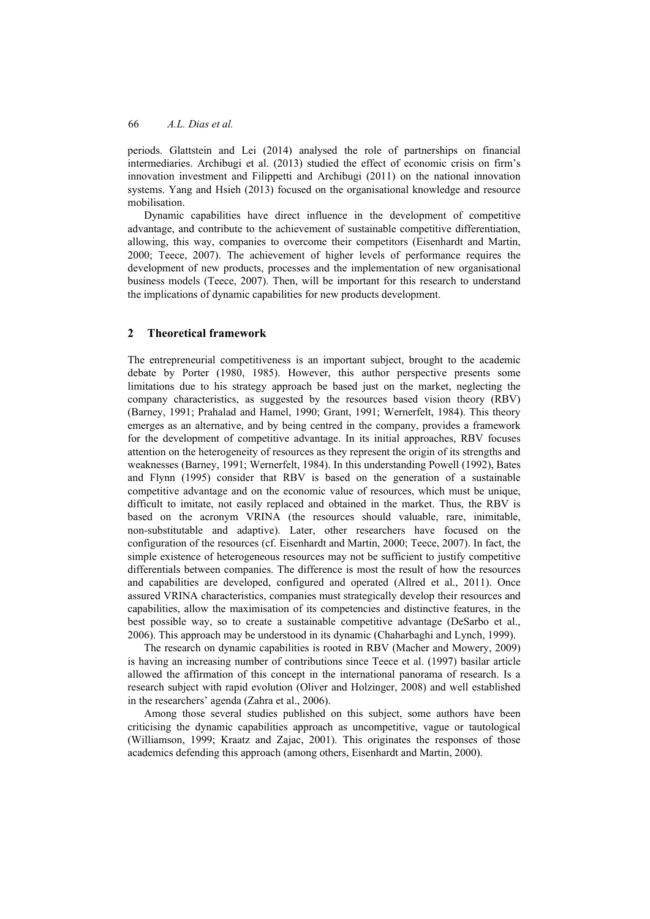periods. Glattstein and Lei (2014) analysed the role of partnerships on financial intermediaries. Archibugi et al. (2013) studied the effect of economic crisis on firm's innovation investment and Filippetti and Archibugi (2011) on the national innovation systems. Yang and Hsieh (2013) focused on the organisational knowledge and resource mobilisation.

Dynamic capabilities have direct influence in the development of competitive advantage, and contribute to the achievement of sustainable competitive differentiation, allowing, this way, companies to overcome their competitors (Eisenhardt and Martin, 2000; Teece, 2007). The achievement of higher levels of performance requires the development of new products, processes and the implementation of new organisational business models (Teece, 2007). Then, will be important for this research to understand the implications of dynamic capabilities for new products development.

## 2 Theoretical framework

The entrepreneurial competitiveness is an important subject, brought to the academic debate by Porter (1980, 1985). However, this author perspective presents some limitations due to his strategy approach be based just on the market, neglecting the company characteristics, as suggested by the resources based vision theory (RBV) (Barney, 1991; Prahalad and Hamel, 1990; Grant, 1991; Wernerfelt, 1984). This theory emerges as an alternative, and by being centred in the company, provides a framework for the development of competitive advantage. In its initial approaches, RBV focuses attention on the heterogeneity of resources as they represent the origin of its strengths and weaknesses (Barney, 1991; Wernerfelt, 1984). In this understanding Powell (1992), Bates and Flynn (1995) consider that RBV is based on the generation of a sustainable competitive advantage and on the economic value of resources, which must be unique, difficult to imitate, not easily replaced and obtained in the market. Thus, the RBV is based on the acronym VRINA (the resources should valuable, rare, inimitable, non-substitutable and adaptive). Later, other researchers have focused on the configuration of the resources (cf. Eisenhardt and Martin, 2000; Teece, 2007). In fact, the simple existence of heterogeneous resources may not be sufficient to justify competitive differentials between companies. The difference is most the result of how the resources and capabilities are developed, configured and operated (Allred et al., 2011). Once assured VRINA characteristics, companies must strategically develop their resources and capabilities, allow the maximisation of its competencies and distinctive features, in the best possible way, so to create a sustainable competitive advantage (DeSarbo et al., 2006). This approach may be understood in its dynamic (Chaharbaghi and Lynch, 1999).

The research on dynamic capabilities is rooted in RBV (Macher and Mowery, 2009) is having an increasing number of contributions since Teece et al. (1997) basilar article allowed the affirmation of this concept in the international panorama of research. Is a research subject with rapid evolution (Oliver and Holzinger, 2008) and well established in the researchers' agenda (Zahra et al., 2006).

Among those several studies published on this subject, some authors have been criticising the dynamic capabilities approach as uncompetitive, vague or tautological (Williamson, 1999; Kraatz and Zajac, 2001). This originates the responses of those academics defending this approach (among others, Eisenhardt and Martin, 2000).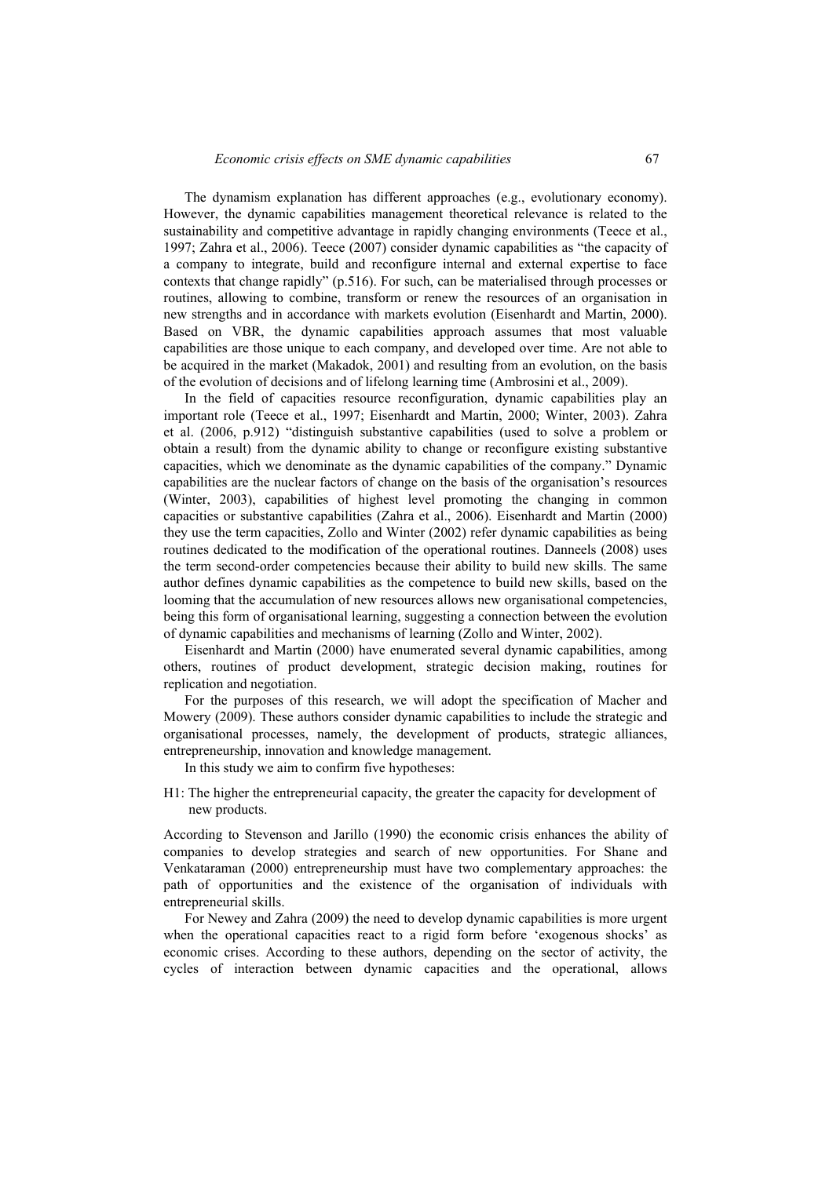The dynamism explanation has different approaches (e.g., evolutionary economy). However, the dynamic capabilities management theoretical relevance is related to the sustainability and competitive advantage in rapidly changing environments (Teece et al., 1997; Zahra et al., 2006). Teece (2007) consider dynamic capabilities as "the capacity of a company to integrate, build and reconfigure internal and external expertise to face contexts that change rapidly" (p.516). For such, can be materialised through processes or routines, allowing to combine, transform or renew the resources of an organisation in new strengths and in accordance with markets evolution (Eisenhardt and Martin, 2000). Based on VBR, the dynamic capabilities approach assumes that most valuable capabilities are those unique to each company, and developed over time. Are not able to be acquired in the market (Makadok, 2001) and resulting from an evolution, on the basis of the evolution of decisions and of lifelong learning time (Ambrosini et al., 2009).

In the field of capacities resource reconfiguration, dynamic capabilities play an important role (Teece et al., 1997; Eisenhardt and Martin, 2000; Winter, 2003). Zahra et al. (2006, p.912) "distinguish substantive capabilities (used to solve a problem or obtain a result) from the dynamic ability to change or reconfigure existing substantive capacities, which we denominate as the dynamic capabilities of the company." Dynamic capabilities are the nuclear factors of change on the basis of the organisation's resources (Winter, 2003), capabilities of highest level promoting the changing in common capacities or substantive capabilities (Zahra et al., 2006). Eisenhardt and Martin (2000) they use the term capacities, Zollo and Winter (2002) refer dynamic capabilities as being routines dedicated to the modification of the operational routines. Danneels (2008) uses the term second-order competencies because their ability to build new skills. The same author defines dynamic capabilities as the competence to build new skills, based on the looming that the accumulation of new resources allows new organisational competencies, being this form of organisational learning, suggesting a connection between the evolution of dynamic capabilities and mechanisms of learning (Zollo and Winter, 2002).

Eisenhardt and Martin (2000) have enumerated several dynamic capabilities, among others, routines of product development, strategic decision making, routines for replication and negotiation.

For the purposes of this research, we will adopt the specification of Macher and Mowery (2009). These authors consider dynamic capabilities to include the strategic and organisational processes, namely, the development of products, strategic alliances, entrepreneurship, innovation and knowledge management.

In this study we aim to confirm five hypotheses:

H1: The higher the entrepreneurial capacity, the greater the capacity for development of new products.

According to Stevenson and Jarillo (1990) the economic crisis enhances the ability of companies to develop strategies and search of new opportunities. For Shane and Venkataraman (2000) entrepreneurship must have two complementary approaches: the path of opportunities and the existence of the organisation of individuals with entrepreneurial skills.

For Newey and Zahra (2009) the need to develop dynamic capabilities is more urgent when the operational capacities react to a rigid form before 'exogenous shocks' as economic crises. According to these authors, depending on the sector of activity, the cycles of interaction between dynamic capacities and the operational, allows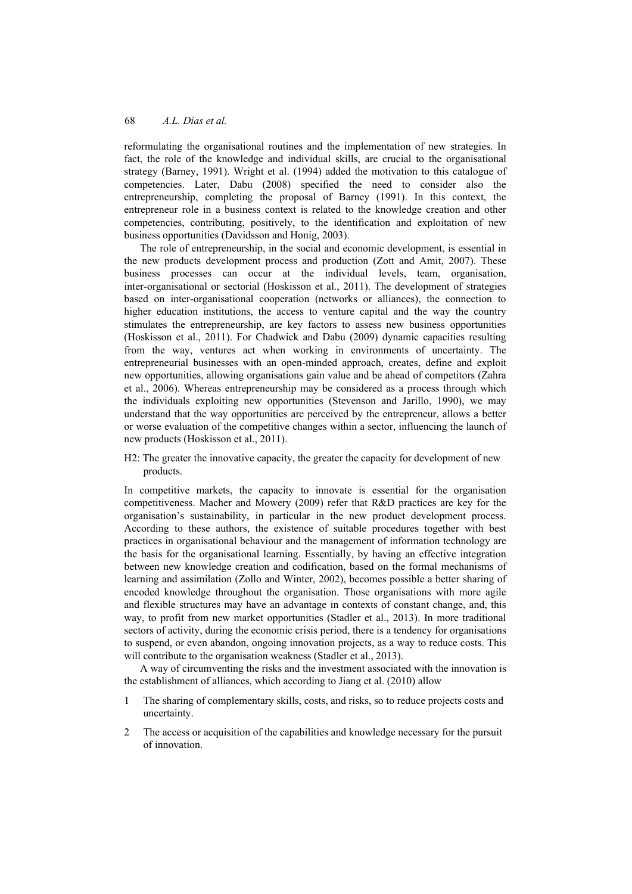reformulating the organisational routines and the implementation of new strategies. In fact, the role of the knowledge and individual skills, are crucial to the organisational strategy (Barney, 1991). Wright et al. (1994) added the motivation to this catalogue of competencies. Later, Dabu (2008) specified the need to consider also the entrepreneurship, completing the proposal of Barney (1991). In this context, the entrepreneur role in a business context is related to the knowledge creation and other competencies, contributing, positively, to the identification and exploitation of new business opportunities (Davidsson and Honig, 2003).

The role of entrepreneurship, in the social and economic development, is essential in the new products development process and production (Zott and Amit, 2007). These business processes can occur at the individual levels, team, organisation, inter-organisational or sectorial (Hoskisson et al., 2011). The development of strategies based on inter-organisational cooperation (networks or alliances), the connection to higher education institutions, the access to venture capital and the way the country stimulates the entrepreneurship, are key factors to assess new business opportunities (Hoskisson et al., 2011). For Chadwick and Dabu (2009) dynamic capacities resulting from the way, ventures act when working in environments of uncertainty. The entrepreneurial businesses with an open-minded approach, creates, define and exploit new opportunities, allowing organisations gain value and be ahead of competitors (Zahra et al., 2006). Whereas entrepreneurship may be considered as a process through which the individuals exploiting new opportunities (Stevenson and Jarillo, 1990), we may understand that the way opportunities are perceived by the entrepreneur, allows a better or worse evaluation of the competitive changes within a sector, influencing the launch of new products (Hoskisson et al., 2011).

H2: The greater the innovative capacity, the greater the capacity for development of new products.

In competitive markets, the capacity to innovate is essential for the organisation competitiveness. Macher and Mowery (2009) refer that R&D practices are key for the organisation's sustainability, in particular in the new product development process. According to these authors, the existence of suitable procedures together with best practices in organisational behaviour and the management of information technology are the basis for the organisational learning. Essentially, by having an effective integration between new knowledge creation and codification, based on the formal mechanisms of learning and assimilation (Zollo and Winter, 2002), becomes possible a better sharing of encoded knowledge throughout the organisation. Those organisations with more agile and flexible structures may have an advantage in contexts of constant change, and, this way, to profit from new market opportunities (Stadler et al., 2013). In more traditional sectors of activity, during the economic crisis period, there is a tendency for organisations to suspend, or even abandon, ongoing innovation projects, as a way to reduce costs. This will contribute to the organisation weakness (Stadler et al., 2013).

A way of circumventing the risks and the investment associated with the innovation is the establishment of alliances, which according to Jiang et al. (2010) allow

1. The sharing of complementary skills, costs, and risks, so to reduce projects costs and uncertainty.
2. The access or acquisition of the capabilities and knowledge necessary for the pursuit of innovation.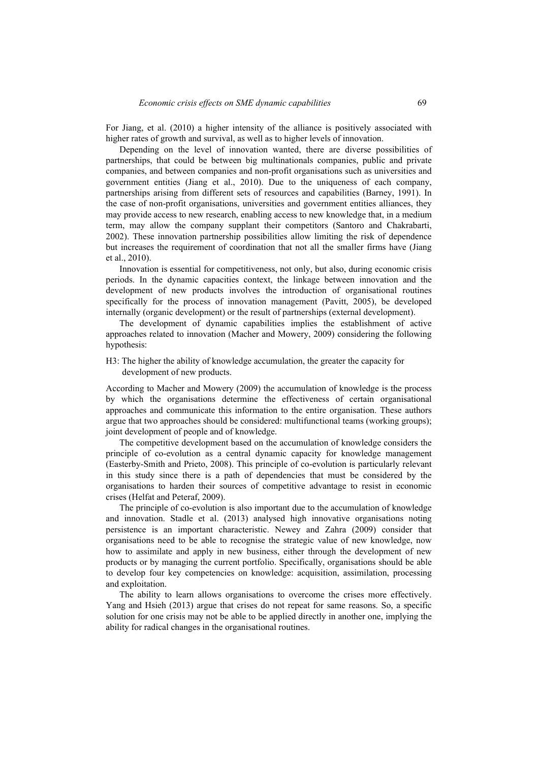For Jiang, et al. (2010) a higher intensity of the alliance is positively associated with higher rates of growth and survival, as well as to higher levels of innovation.

Depending on the level of innovation wanted, there are diverse possibilities of partnerships, that could be between big multinationals companies, public and private companies, and between companies and non-profit organisations such as universities and government entities (Jiang et al., 2010). Due to the uniqueness of each company, partnerships arising from different sets of resources and capabilities (Barney, 1991). In the case of non-profit organisations, universities and government entities alliances, they may provide access to new research, enabling access to new knowledge that, in a medium term, may allow the company supplant their competitors (Santoro and Chakrabarti, 2002). These innovation partnership possibilities allow limiting the risk of dependence but increases the requirement of coordination that not all the smaller firms have (Jiang et al., 2010).

Innovation is essential for competitiveness, not only, but also, during economic crisis periods. In the dynamic capacities context, the linkage between innovation and the development of new products involves the introduction of organisational routines specifically for the process of innovation management (Pavitt, 2005), be developed internally (organic development) or the result of partnerships (external development).

The development of dynamic capabilities implies the establishment of active approaches related to innovation (Macher and Mowery, 2009) considering the following hypothesis:

H3: The higher the ability of knowledge accumulation, the greater the capacity for development of new products.

According to Macher and Mowery (2009) the accumulation of knowledge is the process by which the organisations determine the effectiveness of certain organisational approaches and communicate this information to the entire organisation. These authors argue that two approaches should be considered: multifunctional teams (working groups); joint development of people and of knowledge.

The competitive development based on the accumulation of knowledge considers the principle of co-evolution as a central dynamic capacity for knowledge management (Easterby-Smith and Prieto, 2008). This principle of co-evolution is particularly relevant in this study since there is a path of dependencies that must be considered by the organisations to harden their sources of competitive advantage to resist in economic crises (Helfat and Peteraf, 2009).

The principle of co-evolution is also important due to the accumulation of knowledge and innovation. Stadle et al. (2013) analysed high innovative organisations noting persistence is an important characteristic. Newey and Zahra (2009) consider that organisations need to be able to recognise the strategic value of new knowledge, now how to assimilate and apply in new business, either through the development of new products or by managing the current portfolio. Specifically, organisations should be able to develop four key competencies on knowledge: acquisition, assimilation, processing and exploitation.

The ability to learn allows organisations to overcome the crises more effectively. Yang and Hsieh (2013) argue that crises do not repeat for same reasons. So, a specific solution for one crisis may not be able to be applied directly in another one, implying the ability for radical changes in the organisational routines.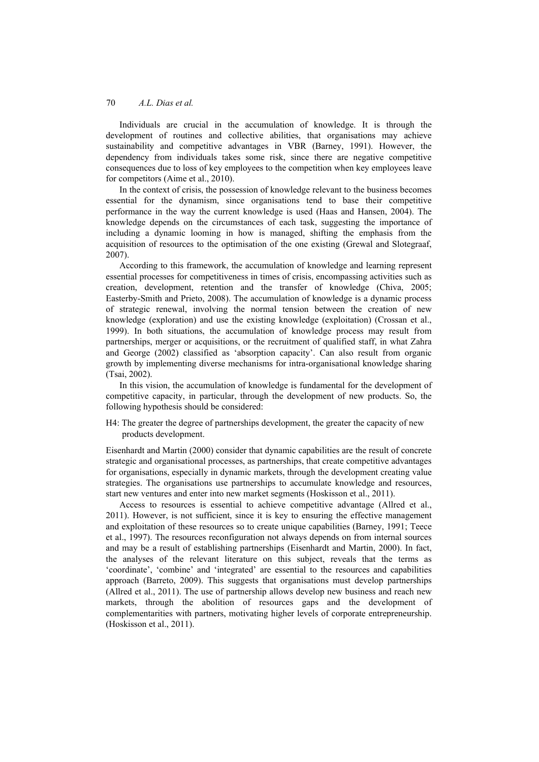Individuals are crucial in the accumulation of knowledge. It is through the development of routines and collective abilities, that organisations may achieve sustainability and competitive advantages in VBR (Barney, 1991). However, the dependency from individuals takes some risk, since there are negative competitive consequences due to loss of key employees to the competition when key employees leave for competitors (Aime et al., 2010).

In the context of crisis, the possession of knowledge relevant to the business becomes essential for the dynamism, since organisations tend to base their competitive performance in the way the current knowledge is used (Haas and Hansen, 2004). The knowledge depends on the circumstances of each task, suggesting the importance of including a dynamic looming in how is managed, shifting the emphasis from the acquisition of resources to the optimisation of the one existing (Grewal and Slotegraaf, 2007).

According to this framework, the accumulation of knowledge and learning represent essential processes for competitiveness in times of crisis, encompassing activities such as creation, development, retention and the transfer of knowledge (Chiva, 2005; Easterby-Smith and Prieto, 2008). The accumulation of knowledge is a dynamic process of strategic renewal, involving the normal tension between the creation of new knowledge (exploration) and use the existing knowledge (exploitation) (Crossan et al., 1999). In both situations, the accumulation of knowledge process may result from partnerships, merger or acquisitions, or the recruitment of qualified staff, in what Zahra and George (2002) classified as 'absorption capacity'. Can also result from organic growth by implementing diverse mechanisms for intra-organisational knowledge sharing (Tsai, 2002).

In this vision, the accumulation of knowledge is fundamental for the development of competitive capacity, in particular, through the development of new products. So, the following hypothesis should be considered:

H4: The greater the degree of partnerships development, the greater the capacity of new products development.

Eisenhardt and Martin (2000) consider that dynamic capabilities are the result of concrete strategic and organisational processes, as partnerships, that create competitive advantages for organisations, especially in dynamic markets, through the development creating value strategies. The organisations use partnerships to accumulate knowledge and resources, start new ventures and enter into new market segments (Hoskisson et al., 2011).

Access to resources is essential to achieve competitive advantage (Allred et al., 2011). However, is not sufficient, since it is key to ensuring the effective management and exploitation of these resources so to create unique capabilities (Barney, 1991; Teece et al., 1997). The resources reconfiguration not always depends on from internal sources and may be a result of establishing partnerships (Eisenhardt and Martin, 2000). In fact, the analyses of the relevant literature on this subject, reveals that the terms as 'coordinate', 'combine' and 'integrated' are essential to the resources and capabilities approach (Barreto, 2009). This suggests that organisations must develop partnerships (Allred et al., 2011). The use of partnership allows develop new business and reach new markets, through the abolition of resources gaps and the development of complementarities with partners, motivating higher levels of corporate entrepreneurship. (Hoskisson et al., 2011).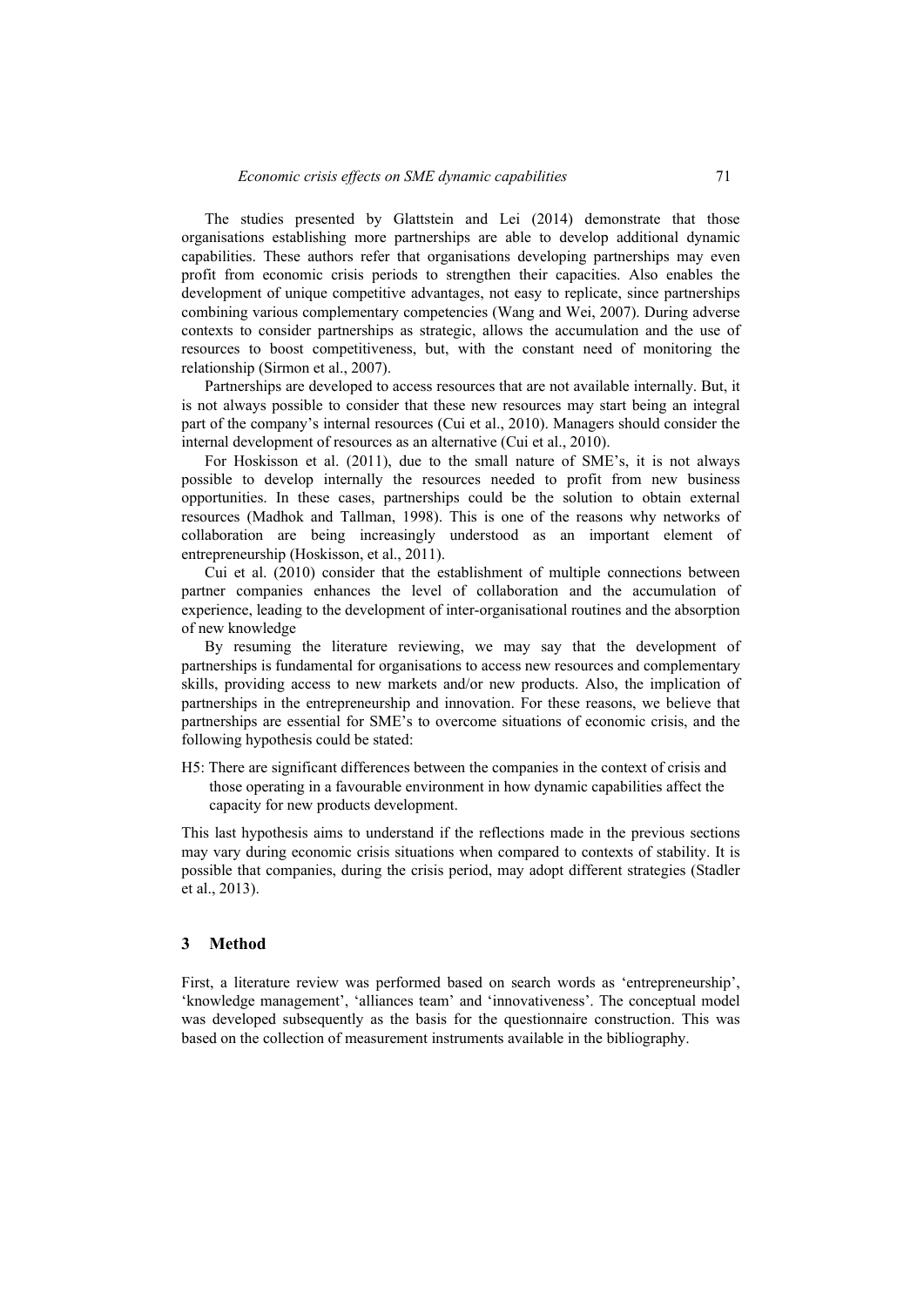The studies presented by Glattstein and Lei (2014) demonstrate that those organisations establishing more partnerships are able to develop additional dynamic capabilities. These authors refer that organisations developing partnerships may even profit from economic crisis periods to strengthen their capacities. Also enables the development of unique competitive advantages, not easy to replicate, since partnerships combining various complementary competencies (Wang and Wei, 2007). During adverse contexts to consider partnerships as strategic, allows the accumulation and the use of resources to boost competitiveness, but, with the constant need of monitoring the relationship (Sirmon et al., 2007).

Partnerships are developed to access resources that are not available internally. But, it is not always possible to consider that these new resources may start being an integral part of the company's internal resources (Cui et al., 2010). Managers should consider the internal development of resources as an alternative (Cui et al., 2010).

For Hoskisson et al. (2011), due to the small nature of SME's, it is not always possible to develop internally the resources needed to profit from new business opportunities. In these cases, partnerships could be the solution to obtain external resources (Madhok and Tallman, 1998). This is one of the reasons why networks of collaboration are being increasingly understood as an important element of entrepreneurship (Hoskisson, et al., 2011).

Cui et al. (2010) consider that the establishment of multiple connections between partner companies enhances the level of collaboration and the accumulation of experience, leading to the development of inter-organisational routines and the absorption of new knowledge

By resuming the literature reviewing, we may say that the development of partnerships is fundamental for organisations to access new resources and complementary skills, providing access to new markets and/or new products. Also, the implication of partnerships in the entrepreneurship and innovation. For these reasons, we believe that partnerships are essential for SME's to overcome situations of economic crisis, and the following hypothesis could be stated:

H5: There are significant differences between the companies in the context of crisis and those operating in a favourable environment in how dynamic capabilities affect the capacity for new products development.

This last hypothesis aims to understand if the reflections made in the previous sections may vary during economic crisis situations when compared to contexts of stability. It is possible that companies, during the crisis period, may adopt different strategies (Stadler et al., 2013).

## 3 Method

First, a literature review was performed based on search words as 'entrepreneurship', 'knowledge management', 'alliances team' and 'innovativeness'. The conceptual model was developed subsequently as the basis for the questionnaire construction. This was based on the collection of measurement instruments available in the bibliography.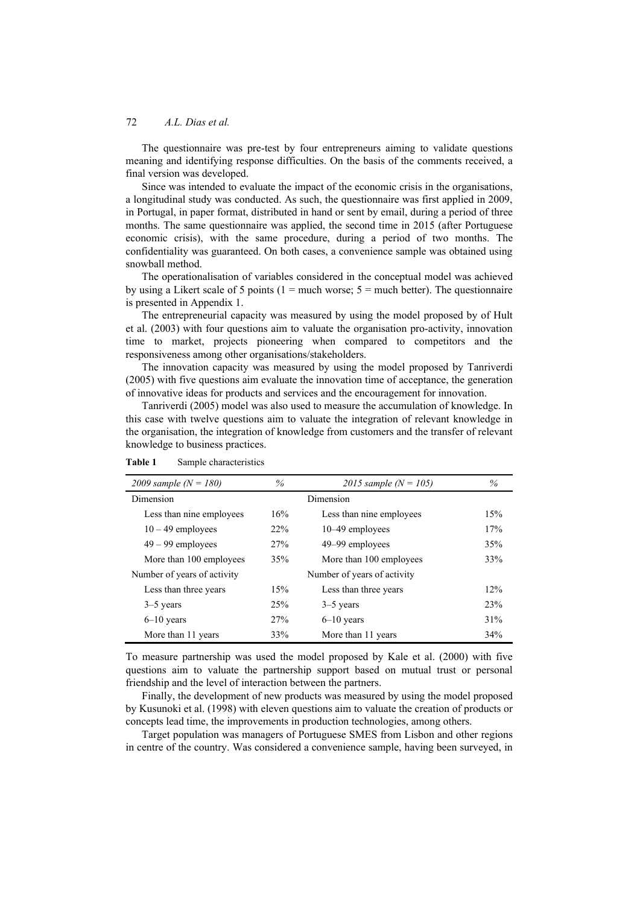The questionnaire was pre-test by four entrepreneurs aiming to validate questions meaning and identifying response difficulties. On the basis of the comments received, a final version was developed.

Since was intended to evaluate the impact of the economic crisis in the organisations, a longitudinal study was conducted. As such, the questionnaire was first applied in 2009, in Portugal, in paper format, distributed in hand or sent by email, during a period of three months. The same questionnaire was applied, the second time in 2015 (after Portuguese economic crisis), with the same procedure, during a period of two months. The confidentiality was guaranteed. On both cases, a convenience sample was obtained using snowball method.

The operationalisation of variables considered in the conceptual model was achieved by using a Likert scale of 5 points (1 = much worse; 5 = much better). The questionnaire is presented in Appendix 1.

The entrepreneurial capacity was measured by using the model proposed by of Hult et al. (2003) with four questions aim to valuate the organisation pro-activity, innovation time to market, projects pioneering when compared to competitors and the responsiveness among other organisations/stakeholders.

The innovation capacity was measured by using the model proposed by Tanriverdi (2005) with five questions aim evaluate the innovation time of acceptance, the generation of innovative ideas for products and services and the encouragement for innovation.

Tanriverdi (2005) model was also used to measure the accumulation of knowledge. In this case with twelve questions aim to valuate the integration of relevant knowledge in the organisation, the integration of knowledge from customers and the transfer of relevant knowledge to business practices.

**Table 1** Sample characteristics

| *2009 sample (N = 180)* | *%* | *2015 sample (N = 105)* | *%* |
|---|---|---|---|
| Dimension | | Dimension | |
| Less than nine employees | 16% | Less than nine employees | 15% |
| 10 – 49 employees | 22% | 10–49 employees | 17% |
| 49 – 99 employees | 27% | 49–99 employees | 35% |
| More than 100 employees | 35% | More than 100 employees | 33% |
| Number of years of activity | | Number of years of activity | |
| Less than three years | 15% | Less than three years | 12% |
| 3–5 years | 25% | 3–5 years | 23% |
| 6–10 years | 27% | 6–10 years | 31% |
| More than 11 years | 33% | More than 11 years | 34% |

To measure partnership was used the model proposed by Kale et al. (2000) with five questions aim to valuate the partnership support based on mutual trust or personal friendship and the level of interaction between the partners.

Finally, the development of new products was measured by using the model proposed by Kusunoki et al. (1998) with eleven questions aim to valuate the creation of products or concepts lead time, the improvements in production technologies, among others.

Target population was managers of Portuguese SMES from Lisbon and other regions in centre of the country. Was considered a convenience sample, having been surveyed, in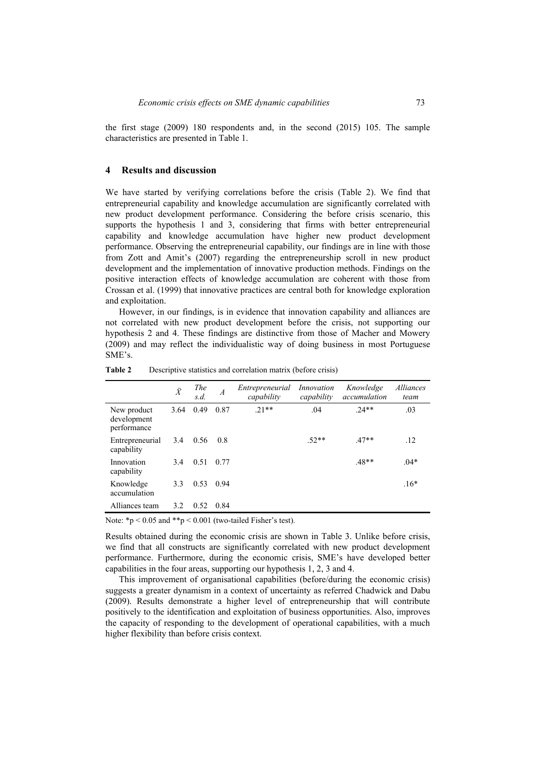the first stage (2009) 180 respondents and, in the second (2015) 105. The sample characteristics are presented in Table 1.

## 4 Results and discussion

We have started by verifying correlations before the crisis (Table 2). We find that entrepreneurial capability and knowledge accumulation are significantly correlated with new product development performance. Considering the before crisis scenario, this supports the hypothesis 1 and 3, considering that firms with better entrepreneurial capability and knowledge accumulation have higher new product development performance. Observing the entrepreneurial capability, our findings are in line with those from Zott and Amit's (2007) regarding the entrepreneurship scroll in new product development and the implementation of innovative production methods. Findings on the positive interaction effects of knowledge accumulation are coherent with those from Crossan et al. (1999) that innovative practices are central both for knowledge exploration and exploitation.

However, in our findings, is in evidence that innovation capability and alliances are not correlated with new product development before the crisis, not supporting our hypothesis 2 and 4. These findings are distinctive from those of Macher and Mowery (2009) and may reflect the individualistic way of doing business in most Portuguese SME's.

**Table 2** Descriptive statistics and correlation matrix (before crisis)

| | $\ddot{X}$ | *The s.d.* | *A* | *Entrepreneurial capability* | *Innovation capability* | *Knowledge accumulation* | *Alliances team* |
|---|---|---|---|---|---|---|---|
| New product development performance | 3.64 | 0.49 | 0.87 | .21** | .04 | .24** | .03 |
| Entrepreneurial capability | 3.4 | 0.56 | 0.8 | | .52** | .47** | .12 |
| Innovation capability | 3.4 | 0.51 | 0.77 | | | .48** | .04* |
| Knowledge accumulation | 3.3 | 0.53 | 0.94 | | | | .16* |
| Alliances team | 3.2 | 0.52 | 0.84 | | | | |

Note: *$p < 0.05$ and **$p < 0.001$ (two-tailed Fisher's test).

Results obtained during the economic crisis are shown in Table 3. Unlike before crisis, we find that all constructs are significantly correlated with new product development performance. Furthermore, during the economic crisis, SME's have developed better capabilities in the four areas, supporting our hypothesis 1, 2, 3 and 4.

This improvement of organisational capabilities (before/during the economic crisis) suggests a greater dynamism in a context of uncertainty as referred Chadwick and Dabu (2009). Results demonstrate a higher level of entrepreneurship that will contribute positively to the identification and exploitation of business opportunities. Also, improves the capacity of responding to the development of operational capabilities, with a much higher flexibility than before crisis context.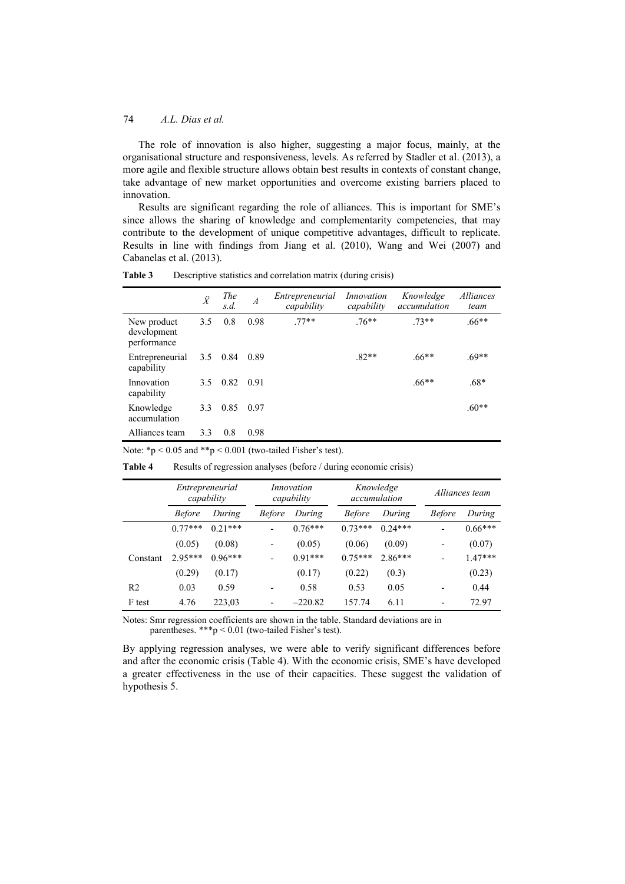The role of innovation is also higher, suggesting a major focus, mainly, at the organisational structure and responsiveness, levels. As referred by Stadler et al. (2013), a more agile and flexible structure allows obtain best results in contexts of constant change, take advantage of new market opportunities and overcome existing barriers placed to innovation.

Results are significant regarding the role of alliances. This is important for SME's since allows the sharing of knowledge and complementarity competencies, that may contribute to the development of unique competitive advantages, difficult to replicate. Results in line with findings from Jiang et al. (2010), Wang and Wei (2007) and Cabanelas et al. (2013).

**Table 3** Descriptive statistics and correlation matrix (during crisis)

| | $\ddot{X}$ | *The s.d.* | *A* | *Entrepreneurial capability* | *Innovation capability* | *Knowledge accumulation* | *Alliances team* |
|---|---|---|---|---|---|---|---|
| New product development performance | 3.5 | 0.8 | 0.98 | .77** | .76** | .73** | .66** |
| Entrepreneurial capability | 3.5 | 0.84 | 0.89 | | .82** | .66** | .69** |
| Innovation capability | 3.5 | 0.82 | 0.91 | | | .66** | .68* |
| Knowledge accumulation | 3.3 | 0.85 | 0.97 | | | | .60** |
| Alliances team | 3.3 | 0.8 | 0.98 | | | | |

Note: $*p < 0.05$ and $**p < 0.001$ (two-tailed Fisher's test).

**Table 4** Results of regression analyses (before / during economic crisis)

| | *Entrepreneurial capability* | | *Innovation capability* | | *Knowledge accumulation* | | *Alliances team* | |
|---|---|---|---|---|---|---|---|---|
| | *Before* | *During* | *Before* | *During* | *Before* | *During* | *Before* | *During* |
| | 0.77*** | 0.21*** | - | 0.76*** | 0.73*** | 0.24*** | - | 0.66*** |
| | (0.05) | (0.08) | - | (0.05) | (0.06) | (0.09) | - | (0.07) |
| Constant | 2.95*** | 0.96*** | - | 0.91*** | 0.75*** | 2.86*** | - | 1.47*** |
| | (0.29) | (0.17) | | (0.17) | (0.22) | (0.3) | | (0.23) |
| R2 | 0.03 | 0.59 | - | 0.58 | 0.53 | 0.05 | - | 0.44 |
| F test | 4.76 | 223,03 | - | –220.82 | 157.74 | 6.11 | - | 72.97 |

Notes: Smr regression coefficients are shown in the table. Standard deviations are in parentheses. $***p < 0.01$ (two-tailed Fisher's test).

By applying regression analyses, we were able to verify significant differences before and after the economic crisis (Table 4). With the economic crisis, SME's have developed a greater effectiveness in the use of their capacities. These suggest the validation of hypothesis 5.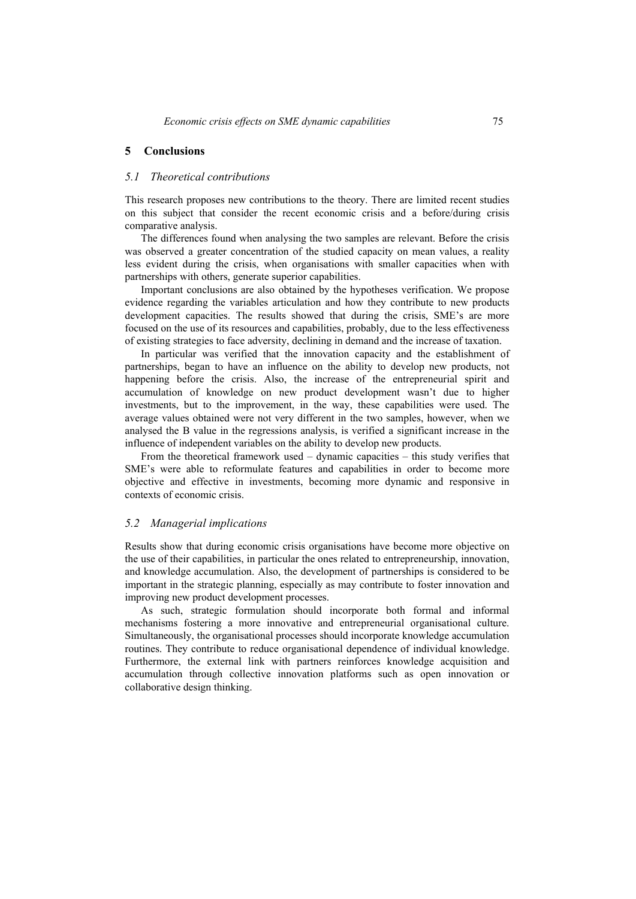## 5 Conclusions

### *5.1 Theoretical contributions*

This research proposes new contributions to the theory. There are limited recent studies on this subject that consider the recent economic crisis and a before/during crisis comparative analysis.

The differences found when analysing the two samples are relevant. Before the crisis was observed a greater concentration of the studied capacity on mean values, a reality less evident during the crisis, when organisations with smaller capacities when with partnerships with others, generate superior capabilities.

Important conclusions are also obtained by the hypotheses verification. We propose evidence regarding the variables articulation and how they contribute to new products development capacities. The results showed that during the crisis, SME's are more focused on the use of its resources and capabilities, probably, due to the less effectiveness of existing strategies to face adversity, declining in demand and the increase of taxation.

In particular was verified that the innovation capacity and the establishment of partnerships, began to have an influence on the ability to develop new products, not happening before the crisis. Also, the increase of the entrepreneurial spirit and accumulation of knowledge on new product development wasn't due to higher investments, but to the improvement, in the way, these capabilities were used. The average values obtained were not very different in the two samples, however, when we analysed the B value in the regressions analysis, is verified a significant increase in the influence of independent variables on the ability to develop new products.

From the theoretical framework used – dynamic capacities – this study verifies that SME's were able to reformulate features and capabilities in order to become more objective and effective in investments, becoming more dynamic and responsive in contexts of economic crisis.

### *5.2 Managerial implications*

Results show that during economic crisis organisations have become more objective on the use of their capabilities, in particular the ones related to entrepreneurship, innovation, and knowledge accumulation. Also, the development of partnerships is considered to be important in the strategic planning, especially as may contribute to foster innovation and improving new product development processes.

As such, strategic formulation should incorporate both formal and informal mechanisms fostering a more innovative and entrepreneurial organisational culture. Simultaneously, the organisational processes should incorporate knowledge accumulation routines. They contribute to reduce organisational dependence of individual knowledge. Furthermore, the external link with partners reinforces knowledge acquisition and accumulation through collective innovation platforms such as open innovation or collaborative design thinking.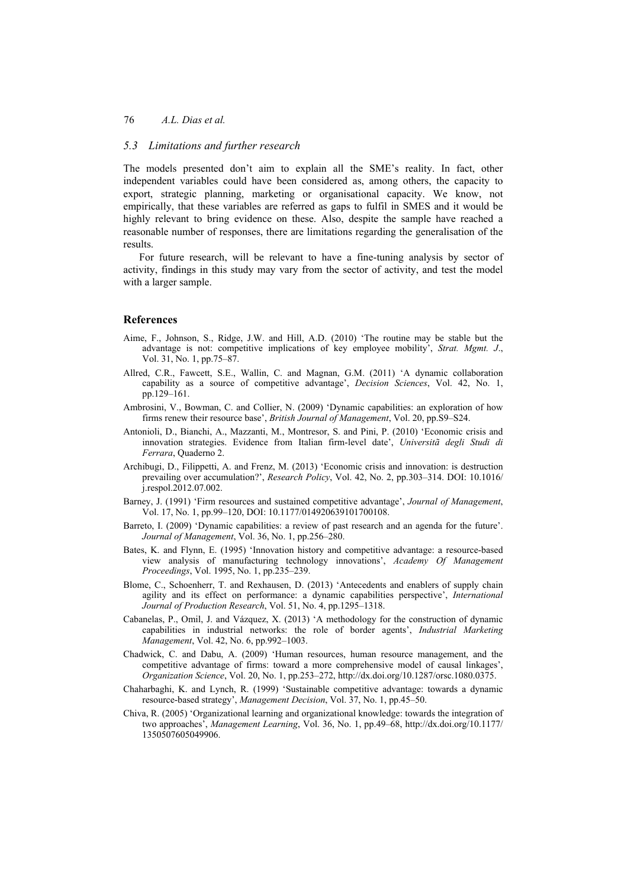### 5.3 Limitations and further research

The models presented don't aim to explain all the SME's reality. In fact, other independent variables could have been considered as, among others, the capacity to export, strategic planning, marketing or organisational capacity. We know, not empirically, that these variables are referred as gaps to fulfil in SMES and it would be highly relevant to bring evidence on these. Also, despite the sample have reached a reasonable number of responses, there are limitations regarding the generalisation of the results.

For future research, will be relevant to have a fine-tuning analysis by sector of activity, findings in this study may vary from the sector of activity, and test the model with a larger sample.

## References

Aime, F., Johnson, S., Ridge, J.W. and Hill, A.D. (2010) 'The routine may be stable but the advantage is not: competitive implications of key employee mobility', *Strat. Mgmt. J*., Vol. 31, No. 1, pp.75–87.

Allred, C.R., Fawcett, S.E., Wallin, C. and Magnan, G.M. (2011) 'A dynamic collaboration capability as a source of competitive advantage', *Decision Sciences*, Vol. 42, No. 1, pp.129–161.

Ambrosini, V., Bowman, C. and Collier, N. (2009) 'Dynamic capabilities: an exploration of how firms renew their resource base', *British Journal of Management*, Vol. 20, pp.S9–S24.

Antonioli, D., Bianchi, A., Mazzanti, M., Montresor, S. and Pini, P. (2010) 'Economic crisis and innovation strategies. Evidence from Italian firm-level date', *Università degli Studi di Ferrara*, Quaderno 2.

Archibugi, D., Filippetti, A. and Frenz, M. (2013) 'Economic crisis and innovation: is destruction prevailing over accumulation?', *Research Policy*, Vol. 42, No. 2, pp.303–314. DOI: 10.1016/j.respol.2012.07.002.

Barney, J. (1991) 'Firm resources and sustained competitive advantage', *Journal of Management*, Vol. 17, No. 1, pp.99–120, DOI: 10.1177/014920639101700108.

Barreto, I. (2009) 'Dynamic capabilities: a review of past research and an agenda for the future'. *Journal of Management*, Vol. 36, No. 1, pp.256–280.

Bates, K. and Flynn, E. (1995) 'Innovation history and competitive advantage: a resource-based view analysis of manufacturing technology innovations', *Academy Of Management Proceedings*, Vol. 1995, No. 1, pp.235–239.

Blome, C., Schoenherr, T. and Rexhausen, D. (2013) 'Antecedents and enablers of supply chain agility and its effect on performance: a dynamic capabilities perspective', *International Journal of Production Research*, Vol. 51, No. 4, pp.1295–1318.

Cabanelas, P., Omil, J. and Vázquez, X. (2013) 'A methodology for the construction of dynamic capabilities in industrial networks: the role of border agents', *Industrial Marketing Management*, Vol. 42, No. 6, pp.992–1003.

Chadwick, C. and Dabu, A. (2009) 'Human resources, human resource management, and the competitive advantage of firms: toward a more comprehensive model of causal linkages', *Organization Science*, Vol. 20, No. 1, pp.253–272, http://dx.doi.org/10.1287/orsc.1080.0375.

Chaharbaghi, K. and Lynch, R. (1999) 'Sustainable competitive advantage: towards a dynamic resource-based strategy', *Management Decision*, Vol. 37, No. 1, pp.45–50.

Chiva, R. (2005) 'Organizational learning and organizational knowledge: towards the integration of two approaches', *Management Learning*, Vol. 36, No. 1, pp.49–68, http://dx.doi.org/10.1177/1350507605049906.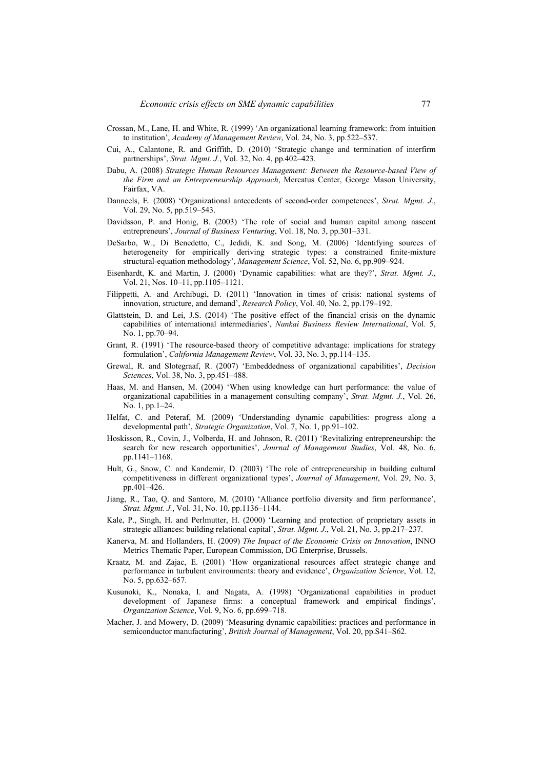Crossan, M., Lane, H. and White, R. (1999) 'An organizational learning framework: from intuition to institution', *Academy of Management Review*, Vol. 24, No. 3, pp.522–537.

Cui, A., Calantone, R. and Griffith, D. (2010) 'Strategic change and termination of interfirm partnerships', *Strat. Mgmt. J.*, Vol. 32, No. 4, pp.402–423.

Dabu, A. (2008) *Strategic Human Resources Management: Between the Resource-based View of the Firm and an Entrepreneurship Approach*, Mercatus Center, George Mason University, Fairfax, VA.

Danneels, E. (2008) 'Organizational antecedents of second-order competences', *Strat. Mgmt. J.*, Vol. 29, No. 5, pp.519–543.

Davidsson, P. and Honig, B. (2003) 'The role of social and human capital among nascent entrepreneurs', *Journal of Business Venturing*, Vol. 18, No. 3, pp.301–331.

DeSarbo, W., Di Benedetto, C., Jedidi, K. and Song, M. (2006) 'Identifying sources of heterogeneity for empirically deriving strategic types: a constrained finite-mixture structural-equation methodology', *Management Science*, Vol. 52, No. 6, pp.909–924.

Eisenhardt, K. and Martin, J. (2000) 'Dynamic capabilities: what are they?', *Strat. Mgmt. J.*, Vol. 21, Nos. 10–11, pp.1105–1121.

Filippetti, A. and Archibugi, D. (2011) 'Innovation in times of crisis: national systems of innovation, structure, and demand', *Research Policy*, Vol. 40, No. 2, pp.179–192.

Glattstein, D. and Lei, J.S. (2014) 'The positive effect of the financial crisis on the dynamic capabilities of international intermediaries', *Nankai Business Review International*, Vol. 5, No. 1, pp.70–94.

Grant, R. (1991) 'The resource-based theory of competitive advantage: implications for strategy formulation', *California Management Review*, Vol. 33, No. 3, pp.114–135.

Grewal, R. and Slotegraaf, R. (2007) 'Embeddedness of organizational capabilities', *Decision Sciences*, Vol. 38, No. 3, pp.451–488.

Haas, M. and Hansen, M. (2004) 'When using knowledge can hurt performance: the value of organizational capabilities in a management consulting company', *Strat. Mgmt. J.*, Vol. 26, No. 1, pp.1–24.

Helfat, C. and Peteraf, M. (2009) 'Understanding dynamic capabilities: progress along a developmental path', *Strategic Organization*, Vol. 7, No. 1, pp.91–102.

Hoskisson, R., Covin, J., Volberda, H. and Johnson, R. (2011) 'Revitalizing entrepreneurship: the search for new research opportunities', *Journal of Management Studies*, Vol. 48, No. 6, pp.1141–1168.

Hult, G., Snow, C. and Kandemir, D. (2003) 'The role of entrepreneurship in building cultural competitiveness in different organizational types', *Journal of Management*, Vol. 29, No. 3, pp.401–426.

Jiang, R., Tao, Q. and Santoro, M. (2010) 'Alliance portfolio diversity and firm performance', *Strat. Mgmt. J.*, Vol. 31, No. 10, pp.1136–1144.

Kale, P., Singh, H. and Perlmutter, H. (2000) 'Learning and protection of proprietary assets in strategic alliances: building relational capital', *Strat. Mgmt. J.*, Vol. 21, No. 3, pp.217–237.

Kanerva, M. and Hollanders, H. (2009) *The Impact of the Economic Crisis on Innovation*, INNO Metrics Thematic Paper, European Commission, DG Enterprise, Brussels.

Kraatz, M. and Zajac, E. (2001) 'How organizational resources affect strategic change and performance in turbulent environments: theory and evidence', *Organization Science*, Vol. 12, No. 5, pp.632–657.

Kusunoki, K., Nonaka, I. and Nagata, A. (1998) 'Organizational capabilities in product development of Japanese firms: a conceptual framework and empirical findings', *Organization Science*, Vol. 9, No. 6, pp.699–718.

Macher, J. and Mowery, D. (2009) 'Measuring dynamic capabilities: practices and performance in semiconductor manufacturing', *British Journal of Management*, Vol. 20, pp.S41–S62.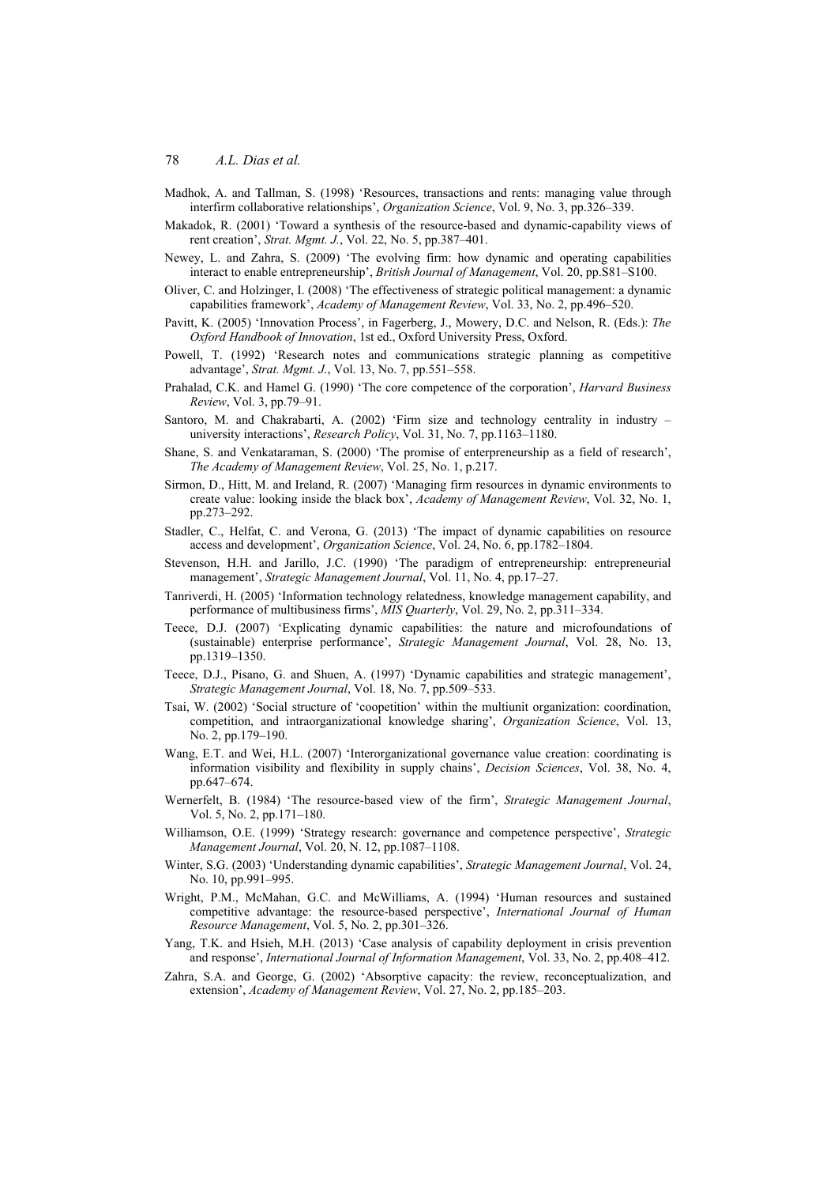Madhok, A. and Tallman, S. (1998) 'Resources, transactions and rents: managing value through interfirm collaborative relationships', *Organization Science*, Vol. 9, No. 3, pp.326–339.

Makadok, R. (2001) 'Toward a synthesis of the resource-based and dynamic-capability views of rent creation', *Strat. Mgmt. J.*, Vol. 22, No. 5, pp.387–401.

Newey, L. and Zahra, S. (2009) 'The evolving firm: how dynamic and operating capabilities interact to enable entrepreneurship', *British Journal of Management*, Vol. 20, pp.S81–S100.

Oliver, C. and Holzinger, I. (2008) 'The effectiveness of strategic political management: a dynamic capabilities framework', *Academy of Management Review*, Vol. 33, No. 2, pp.496–520.

Pavitt, K. (2005) 'Innovation Process', in Fagerberg, J., Mowery, D.C. and Nelson, R. (Eds.): *The Oxford Handbook of Innovation*, 1st ed., Oxford University Press, Oxford.

Powell, T. (1992) 'Research notes and communications strategic planning as competitive advantage', *Strat. Mgmt. J.*, Vol. 13, No. 7, pp.551–558.

Prahalad, C.K. and Hamel G. (1990) 'The core competence of the corporation', *Harvard Business Review*, Vol. 3, pp.79–91.

Santoro, M. and Chakrabarti, A. (2002) 'Firm size and technology centrality in industry – university interactions', *Research Policy*, Vol. 31, No. 7, pp.1163–1180.

Shane, S. and Venkataraman, S. (2000) 'The promise of enterpreneurship as a field of research', *The Academy of Management Review*, Vol. 25, No. 1, p.217.

Sirmon, D., Hitt, M. and Ireland, R. (2007) 'Managing firm resources in dynamic environments to create value: looking inside the black box', *Academy of Management Review*, Vol. 32, No. 1, pp.273–292.

Stadler, C., Helfat, C. and Verona, G. (2013) 'The impact of dynamic capabilities on resource access and development', *Organization Science*, Vol. 24, No. 6, pp.1782–1804.

Stevenson, H.H. and Jarillo, J.C. (1990) 'The paradigm of entrepreneurship: entrepreneurial management', *Strategic Management Journal*, Vol. 11, No. 4, pp.17–27.

Tanriverdi, H. (2005) 'Information technology relatedness, knowledge management capability, and performance of multibusiness firms', *MIS Quarterly*, Vol. 29, No. 2, pp.311–334.

Teece, D.J. (2007) 'Explicating dynamic capabilities: the nature and microfoundations of (sustainable) enterprise performance', *Strategic Management Journal*, Vol. 28, No. 13, pp.1319–1350.

Teece, D.J., Pisano, G. and Shuen, A. (1997) 'Dynamic capabilities and strategic management', *Strategic Management Journal*, Vol. 18, No. 7, pp.509–533.

Tsai, W. (2002) 'Social structure of 'coopetition' within the multiunit organization: coordination, competition, and intraorganizational knowledge sharing', *Organization Science*, Vol. 13, No. 2, pp.179–190.

Wang, E.T. and Wei, H.L. (2007) 'Interorganizational governance value creation: coordinating is information visibility and flexibility in supply chains', *Decision Sciences*, Vol. 38, No. 4, pp.647–674.

Wernerfelt, B. (1984) 'The resource-based view of the firm', *Strategic Management Journal*, Vol. 5, No. 2, pp.171–180.

Williamson, O.E. (1999) 'Strategy research: governance and competence perspective', *Strategic Management Journal*, Vol. 20, N. 12, pp.1087–1108.

Winter, S.G. (2003) 'Understanding dynamic capabilities', *Strategic Management Journal*, Vol. 24, No. 10, pp.991–995.

Wright, P.M., McMahan, G.C. and McWilliams, A. (1994) 'Human resources and sustained competitive advantage: the resource-based perspective', *International Journal of Human Resource Management*, Vol. 5, No. 2, pp.301–326.

Yang, T.K. and Hsieh, M.H. (2013) 'Case analysis of capability deployment in crisis prevention and response', *International Journal of Information Management*, Vol. 33, No. 2, pp.408–412.

Zahra, S.A. and George, G. (2002) 'Absorptive capacity: the review, reconceptualization, and extension', *Academy of Management Review*, Vol. 27, No. 2, pp.185–203.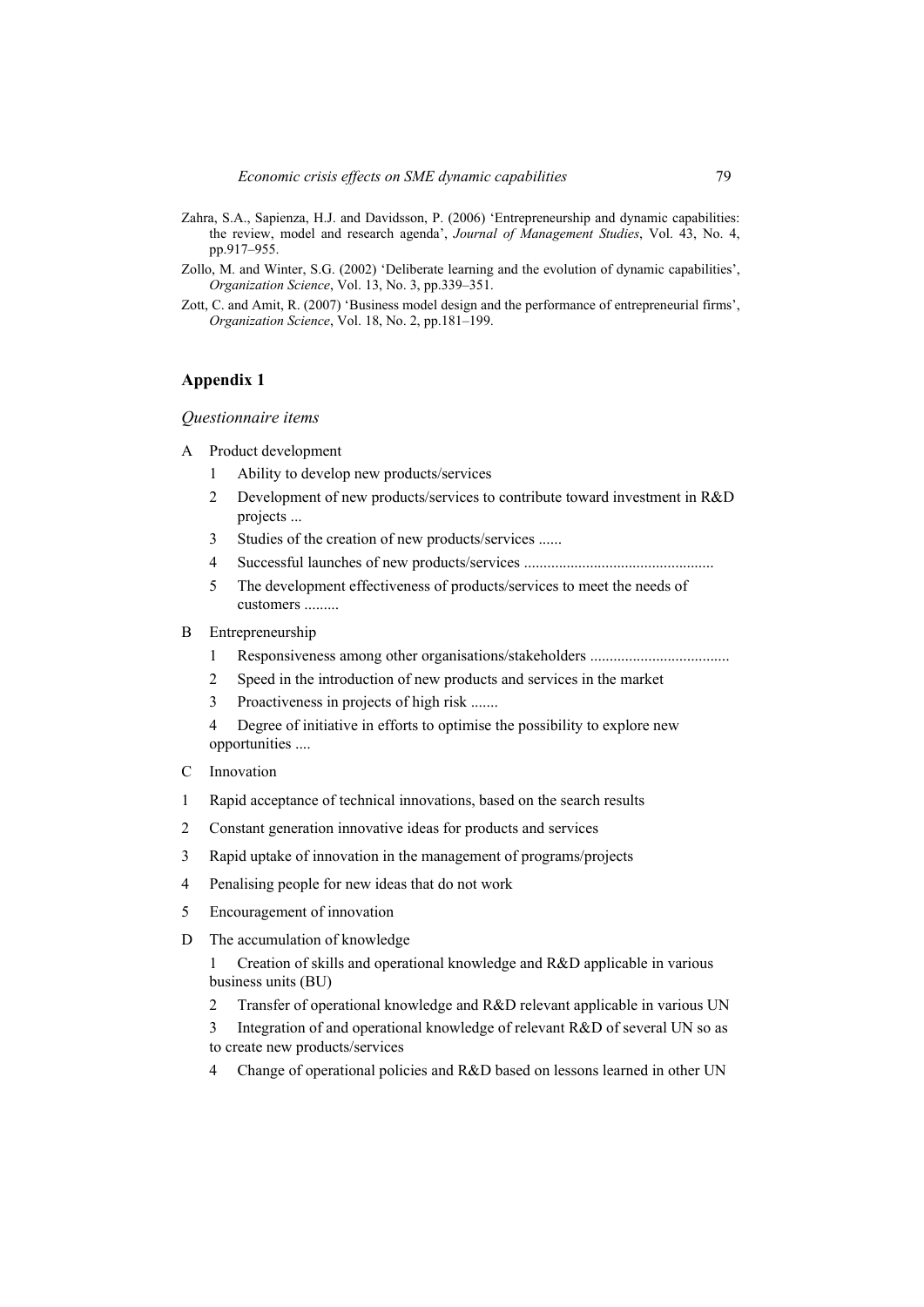Zahra, S.A., Sapienza, H.J. and Davidsson, P. (2006) 'Entrepreneurship and dynamic capabilities: the review, model and research agenda', *Journal of Management Studies*, Vol. 43, No. 4, pp.917–955.

Zollo, M. and Winter, S.G. (2002) 'Deliberate learning and the evolution of dynamic capabilities', *Organization Science*, Vol. 13, No. 3, pp.339–351.

Zott, C. and Amit, R. (2007) 'Business model design and the performance of entrepreneurial firms', *Organization Science*, Vol. 18, No. 2, pp.181–199.

## Appendix 1

*Questionnaire items*

A Product development

1. Ability to develop new products/services
2. Development of new products/services to contribute toward investment in R&D projects ...
3. Studies of the creation of new products/services ......
4. Successful launches of new products/services ................................................
5. The development effectiveness of products/services to meet the needs of customers .........

B Entrepreneurship

1. Responsiveness among other organisations/stakeholders ...................................
2. Speed in the introduction of new products and services in the market
3. Proactiveness in projects of high risk .......
4. Degree of initiative in efforts to optimise the possibility to explore new opportunities ....

C Innovation

1. Rapid acceptance of technical innovations, based on the search results
2. Constant generation innovative ideas for products and services
3. Rapid uptake of innovation in the management of programs/projects
4. Penalising people for new ideas that do not work
5. Encouragement of innovation

D The accumulation of knowledge

1. Creation of skills and operational knowledge and R&D applicable in various business units (BU)
2. Transfer of operational knowledge and R&D relevant applicable in various UN
3. Integration of and operational knowledge of relevant R&D of several UN so as to create new products/services
4. Change of operational policies and R&D based on lessons learned in other UN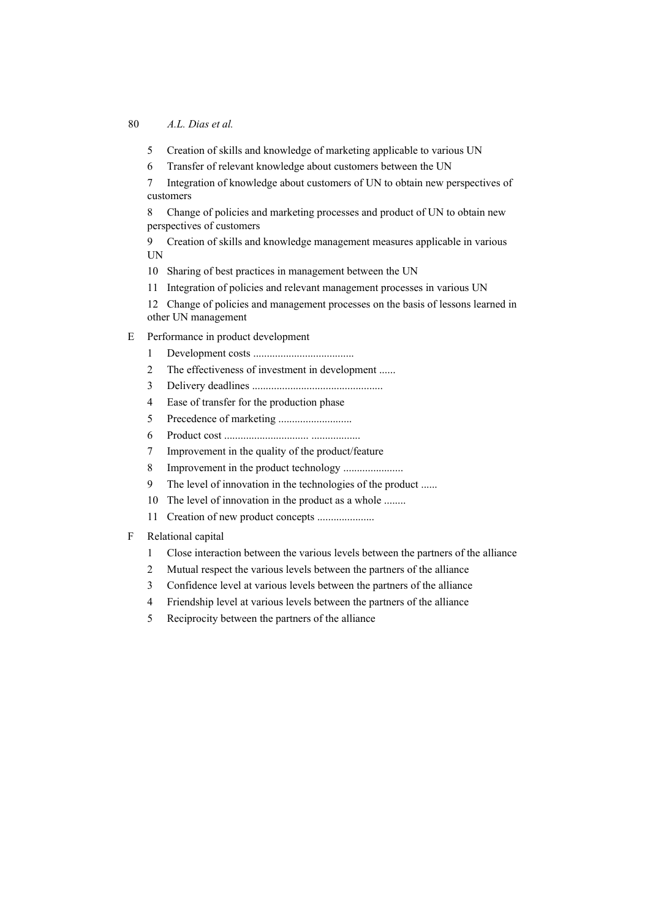5 Creation of skills and knowledge of marketing applicable to various UN

6 Transfer of relevant knowledge about customers between the UN

7 Integration of knowledge about customers of UN to obtain new perspectives of customers

8 Change of policies and marketing processes and product of UN to obtain new perspectives of customers

9 Creation of skills and knowledge management measures applicable in various UN

10 Sharing of best practices in management between the UN

11 Integration of policies and relevant management processes in various UN

12 Change of policies and management processes on the basis of lessons learned in other UN management

E Performance in product development

1 Development costs .....................................

2 The effectiveness of investment in development ......

3 Delivery deadlines ................................................

4 Ease of transfer for the production phase

5 Precedence of marketing ...........................

6 Product cost ............................... ..................

7 Improvement in the quality of the product/feature

8 Improvement in the product technology ......................

9 The level of innovation in the technologies of the product ......

10 The level of innovation in the product as a whole ........

11 Creation of new product concepts .....................

F Relational capital

1 Close interaction between the various levels between the partners of the alliance

2 Mutual respect the various levels between the partners of the alliance

3 Confidence level at various levels between the partners of the alliance

4 Friendship level at various levels between the partners of the alliance

5 Reciprocity between the partners of the alliance